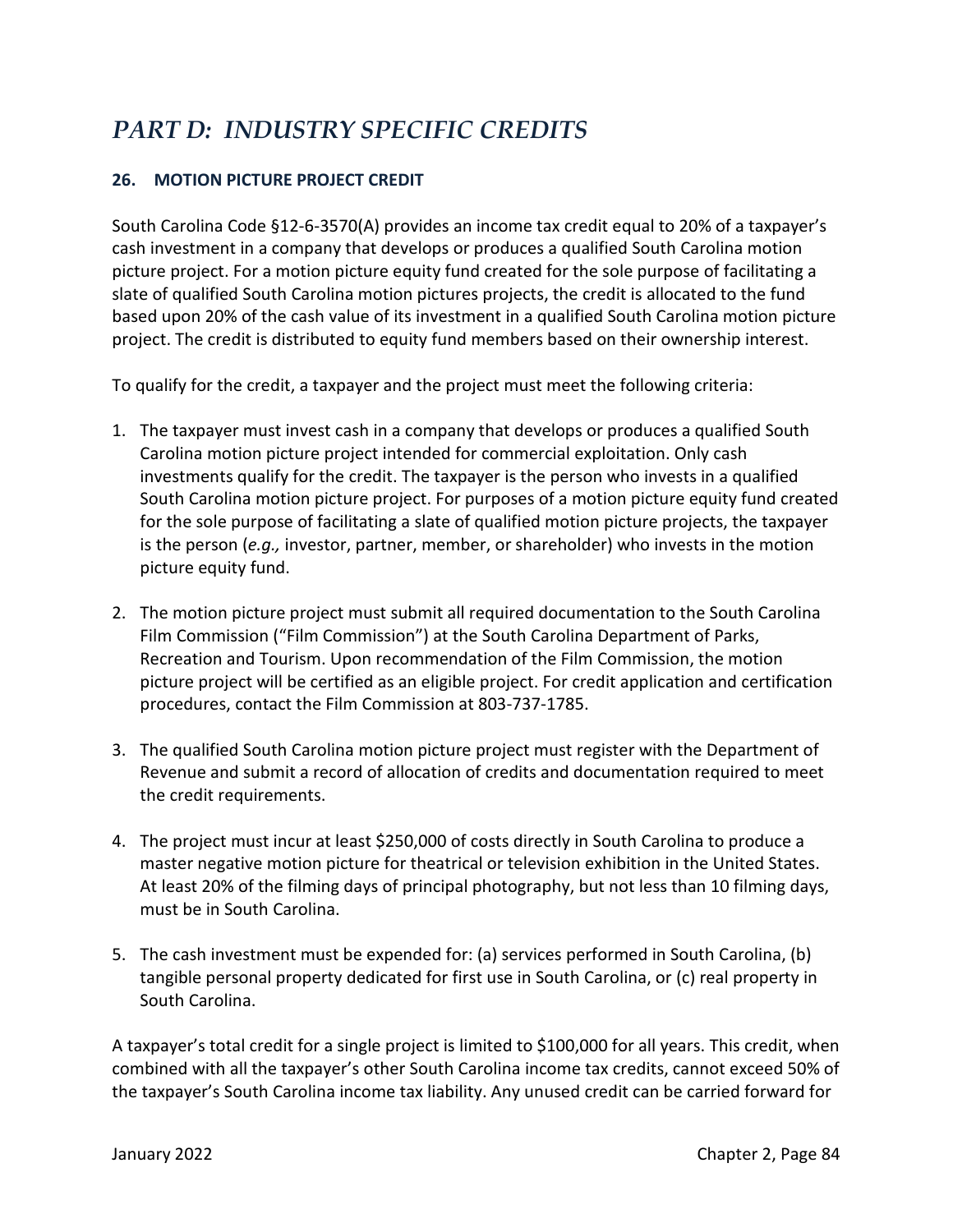# *PART D: INDUSTRY SPECIFIC CREDITS*

## 26. MOTION PICTURE PROJECT CREDIT

South Carolina Code §12-6-3570(A) provides an income tax credit equal to 20% of a taxpayer's cash investment in a company that develops or produces a qualified South Carolina motion picture project. For a motion picture equity fund created for the sole purpose of facilitating a slate of qualified South Carolina motion pictures projects, the credit is allocated to the fund based upon 20% of the cash value of its investment in a qualified South Carolina motion picture project. The credit is distributed to equity fund members based on their ownership interest.

To qualify for the credit, a taxpayer and the project must meet the following criteria:

1. The taxpayer must invest cash in a company that develops or produces a qualified South Carolina motion picture project intended for commercial exploitation. Only cash investments qualify for the credit. The taxpayer is the person who invests in a qualified South Carolina motion picture project. For purposes of a motion picture equity fund created for the sole purpose of facilitating a slate of qualified motion picture projects, the taxpayer is the person (*e.g.,* investor, partner, member, or shareholder) who invests in the motion picture equity fund.

2. The motion picture project must submit all required documentation to the South Carolina Film Commission ("Film Commission") at the South Carolina Department of Parks, Recreation and Tourism. Upon recommendation of the Film Commission, the motion picture project will be certified as an eligible project. For credit application and certification procedures, contact the Film Commission at 803-737-1785.

3. The qualified South Carolina motion picture project must register with the Department of Revenue and submit a record of allocation of credits and documentation required to meet the credit requirements.

4. The project must incur at least $250,000 of costs directly in South Carolina to produce a master negative motion picture for theatrical or television exhibition in the United States. At least 20% of the filming days of principal photography, but not less than 10 filming days, must be in South Carolina.

5. The cash investment must be expended for: (a) services performed in South Carolina, (b) tangible personal property dedicated for first use in South Carolina, or (c) real property in South Carolina.

A taxpayer's total credit for a single project is limited to $100,000 for all years. This credit, when combined with all the taxpayer's other South Carolina income tax credits, cannot exceed 50% of the taxpayer's South Carolina income tax liability. Any unused credit can be carried forward for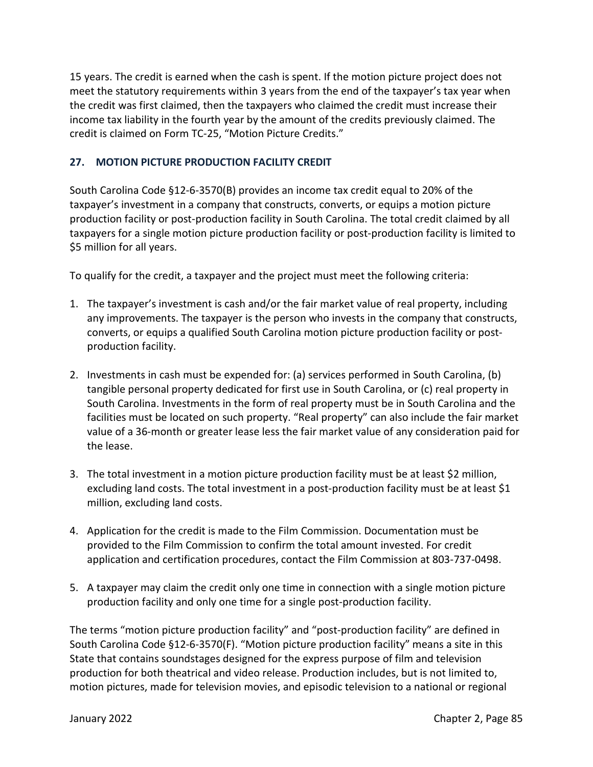15 years. The credit is earned when the cash is spent. If the motion picture project does not meet the statutory requirements within 3 years from the end of the taxpayer's tax year when the credit was first claimed, then the taxpayers who claimed the credit must increase their income tax liability in the fourth year by the amount of the credits previously claimed. The credit is claimed on Form TC-25, "Motion Picture Credits."

## 27. MOTION PICTURE PRODUCTION FACILITY CREDIT

South Carolina Code §12-6-3570(B) provides an income tax credit equal to 20% of the taxpayer's investment in a company that constructs, converts, or equips a motion picture production facility or post-production facility in South Carolina. The total credit claimed by all taxpayers for a single motion picture production facility or post-production facility is limited to $5 million for all years.

To qualify for the credit, a taxpayer and the project must meet the following criteria:

1. The taxpayer's investment is cash and/or the fair market value of real property, including any improvements. The taxpayer is the person who invests in the company that constructs, converts, or equips a qualified South Carolina motion picture production facility or post-production facility.

2. Investments in cash must be expended for: (a) services performed in South Carolina, (b) tangible personal property dedicated for first use in South Carolina, or (c) real property in South Carolina. Investments in the form of real property must be in South Carolina and the facilities must be located on such property. "Real property" can also include the fair market value of a 36-month or greater lease less the fair market value of any consideration paid for the lease.

3. The total investment in a motion picture production facility must be at least $2 million, excluding land costs. The total investment in a post-production facility must be at least $1 million, excluding land costs.

4. Application for the credit is made to the Film Commission. Documentation must be provided to the Film Commission to confirm the total amount invested. For credit application and certification procedures, contact the Film Commission at 803-737-0498.

5. A taxpayer may claim the credit only one time in connection with a single motion picture production facility and only one time for a single post-production facility.

The terms "motion picture production facility" and "post-production facility" are defined in South Carolina Code §12-6-3570(F). "Motion picture production facility" means a site in this State that contains soundstages designed for the express purpose of film and television production for both theatrical and video release. Production includes, but is not limited to, motion pictures, made for television movies, and episodic television to a national or regional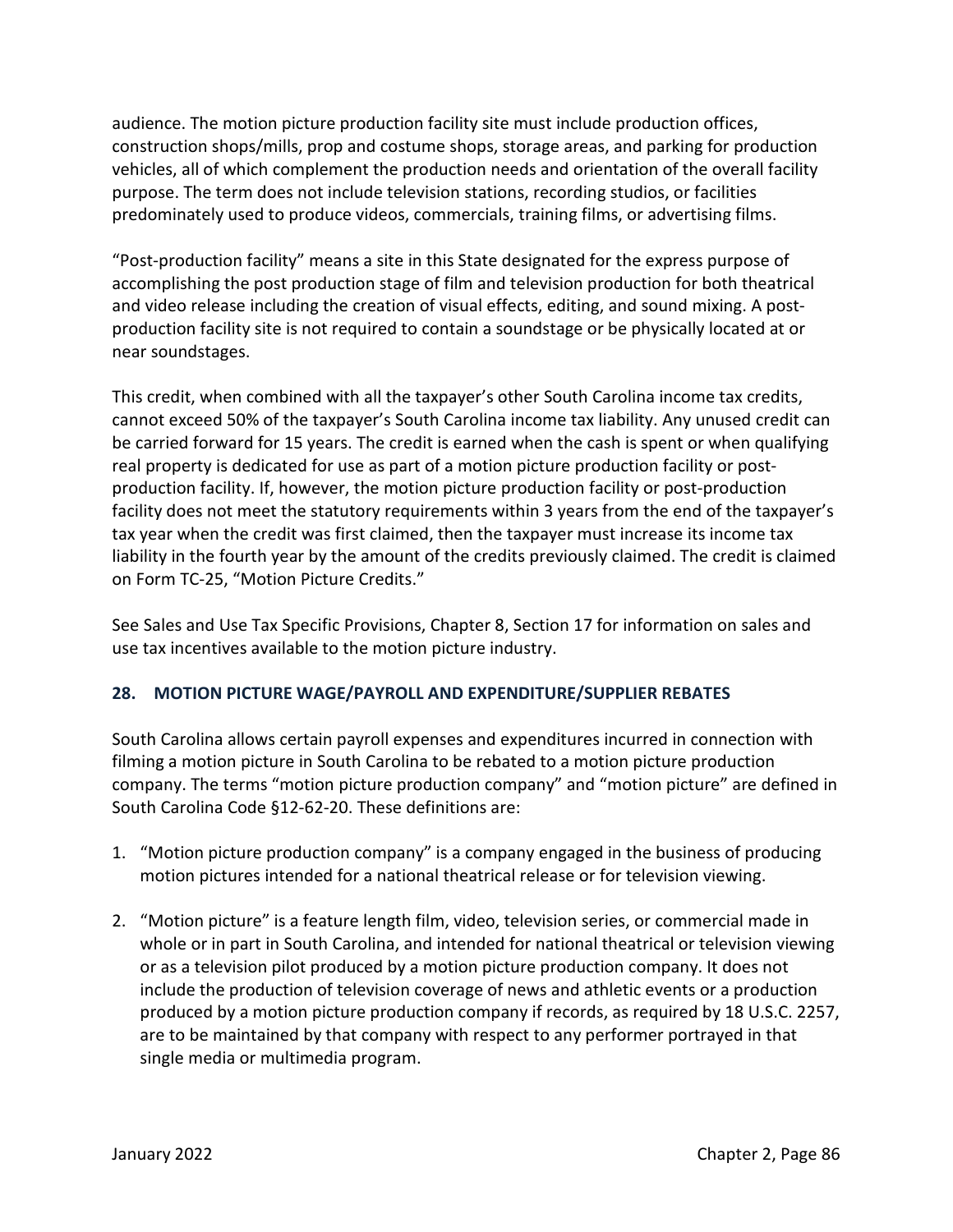audience. The motion picture production facility site must include production offices, construction shops/mills, prop and costume shops, storage areas, and parking for production vehicles, all of which complement the production needs and orientation of the overall facility purpose. The term does not include television stations, recording studios, or facilities predominately used to produce videos, commercials, training films, or advertising films.

"Post-production facility" means a site in this State designated for the express purpose of accomplishing the post production stage of film and television production for both theatrical and video release including the creation of visual effects, editing, and sound mixing. A post-production facility site is not required to contain a soundstage or be physically located at or near soundstages.

This credit, when combined with all the taxpayer's other South Carolina income tax credits, cannot exceed 50% of the taxpayer's South Carolina income tax liability. Any unused credit can be carried forward for 15 years. The credit is earned when the cash is spent or when qualifying real property is dedicated for use as part of a motion picture production facility or post-production facility. If, however, the motion picture production facility or post-production facility does not meet the statutory requirements within 3 years from the end of the taxpayer's tax year when the credit was first claimed, then the taxpayer must increase its income tax liability in the fourth year by the amount of the credits previously claimed. The credit is claimed on Form TC-25, "Motion Picture Credits."

See Sales and Use Tax Specific Provisions, Chapter 8, Section 17 for information on sales and use tax incentives available to the motion picture industry.

## 28. MOTION PICTURE WAGE/PAYROLL AND EXPENDITURE/SUPPLIER REBATES

South Carolina allows certain payroll expenses and expenditures incurred in connection with filming a motion picture in South Carolina to be rebated to a motion picture production company. The terms "motion picture production company" and "motion picture" are defined in South Carolina Code §12-62-20. These definitions are:

1. "Motion picture production company" is a company engaged in the business of producing motion pictures intended for a national theatrical release or for television viewing.

2. "Motion picture" is a feature length film, video, television series, or commercial made in whole or in part in South Carolina, and intended for national theatrical or television viewing or as a television pilot produced by a motion picture production company. It does not include the production of television coverage of news and athletic events or a production produced by a motion picture production company if records, as required by 18 U.S.C. 2257, are to be maintained by that company with respect to any performer portrayed in that single media or multimedia program.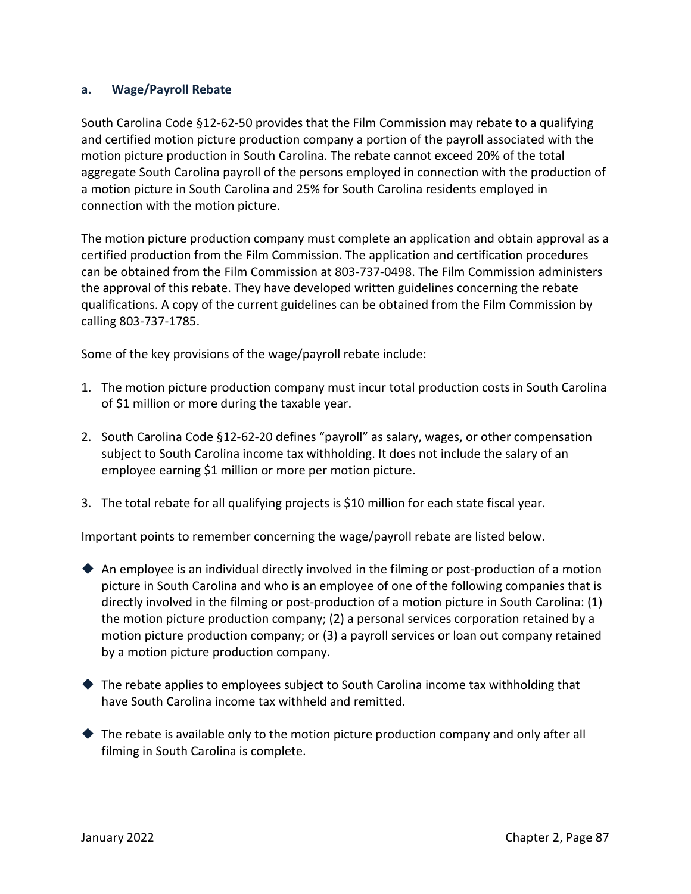### a. Wage/Payroll Rebate

South Carolina Code §12-62-50 provides that the Film Commission may rebate to a qualifying and certified motion picture production company a portion of the payroll associated with the motion picture production in South Carolina. The rebate cannot exceed 20% of the total aggregate South Carolina payroll of the persons employed in connection with the production of a motion picture in South Carolina and 25% for South Carolina residents employed in connection with the motion picture.

The motion picture production company must complete an application and obtain approval as a certified production from the Film Commission. The application and certification procedures can be obtained from the Film Commission at 803-737-0498. The Film Commission administers the approval of this rebate. They have developed written guidelines concerning the rebate qualifications. A copy of the current guidelines can be obtained from the Film Commission by calling 803-737-1785.

Some of the key provisions of the wage/payroll rebate include:

1. The motion picture production company must incur total production costs in South Carolina of $1 million or more during the taxable year.

2. South Carolina Code §12-62-20 defines "payroll" as salary, wages, or other compensation subject to South Carolina income tax withholding. It does not include the salary of an employee earning $1 million or more per motion picture.

3. The total rebate for all qualifying projects is $10 million for each state fiscal year.

Important points to remember concerning the wage/payroll rebate are listed below.

- An employee is an individual directly involved in the filming or post-production of a motion picture in South Carolina and who is an employee of one of the following companies that is directly involved in the filming or post-production of a motion picture in South Carolina: (1) the motion picture production company; (2) a personal services corporation retained by a motion picture production company; or (3) a payroll services or loan out company retained by a motion picture production company.

- The rebate applies to employees subject to South Carolina income tax withholding that have South Carolina income tax withheld and remitted.

- The rebate is available only to the motion picture production company and only after all filming in South Carolina is complete.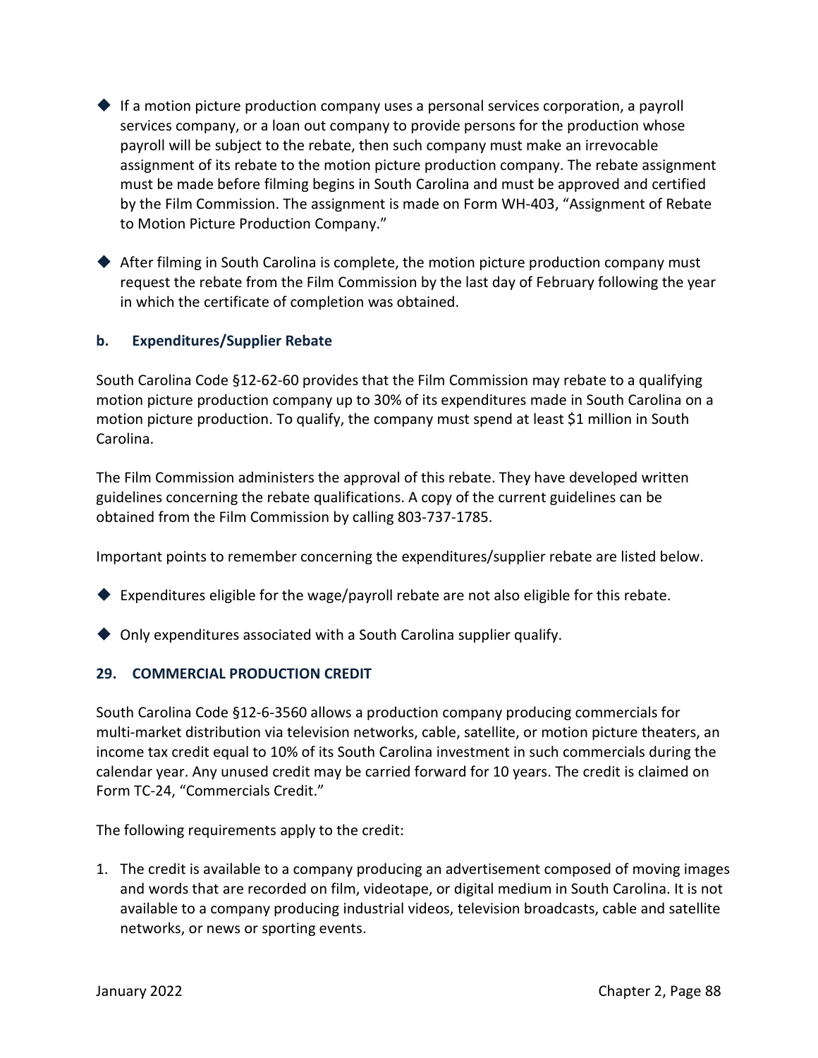- If a motion picture production company uses a personal services corporation, a payroll services company, or a loan out company to provide persons for the production whose payroll will be subject to the rebate, then such company must make an irrevocable assignment of its rebate to the motion picture production company. The rebate assignment must be made before filming begins in South Carolina and must be approved and certified by the Film Commission. The assignment is made on Form WH-403, "Assignment of Rebate to Motion Picture Production Company."

- After filming in South Carolina is complete, the motion picture production company must request the rebate from the Film Commission by the last day of February following the year in which the certificate of completion was obtained.

### b. Expenditures/Supplier Rebate

South Carolina Code §12-62-60 provides that the Film Commission may rebate to a qualifying motion picture production company up to 30% of its expenditures made in South Carolina on a motion picture production. To qualify, the company must spend at least $1 million in South Carolina.

The Film Commission administers the approval of this rebate. They have developed written guidelines concerning the rebate qualifications. A copy of the current guidelines can be obtained from the Film Commission by calling 803-737-1785.

Important points to remember concerning the expenditures/supplier rebate are listed below.

- Expenditures eligible for the wage/payroll rebate are not also eligible for this rebate.

- Only expenditures associated with a South Carolina supplier qualify.

## 29. COMMERCIAL PRODUCTION CREDIT

South Carolina Code §12-6-3560 allows a production company producing commercials for multi-market distribution via television networks, cable, satellite, or motion picture theaters, an income tax credit equal to 10% of its South Carolina investment in such commercials during the calendar year. Any unused credit may be carried forward for 10 years. The credit is claimed on Form TC-24, "Commercials Credit."

The following requirements apply to the credit:

1. The credit is available to a company producing an advertisement composed of moving images and words that are recorded on film, videotape, or digital medium in South Carolina. It is not available to a company producing industrial videos, television broadcasts, cable and satellite networks, or news or sporting events.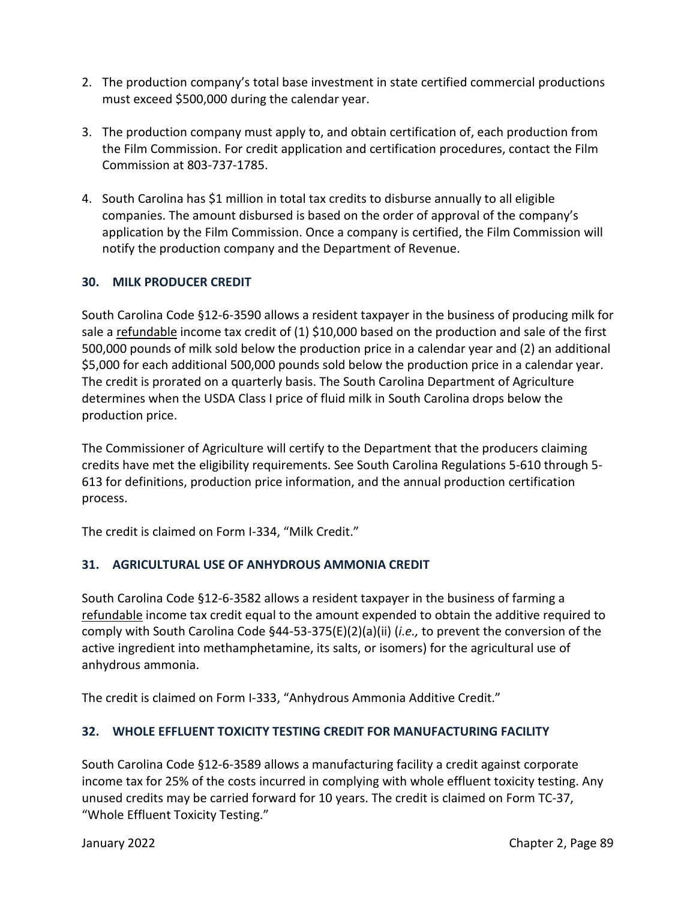2. The production company's total base investment in state certified commercial productions must exceed $500,000 during the calendar year.

3. The production company must apply to, and obtain certification of, each production from the Film Commission. For credit application and certification procedures, contact the Film Commission at 803-737-1785.

4. South Carolina has $1 million in total tax credits to disburse annually to all eligible companies. The amount disbursed is based on the order of approval of the company's application by the Film Commission. Once a company is certified, the Film Commission will notify the production company and the Department of Revenue.

### 30. MILK PRODUCER CREDIT

South Carolina Code §12-6-3590 allows a resident taxpayer in the business of producing milk for sale a refundable income tax credit of (1) $10,000 based on the production and sale of the first 500,000 pounds of milk sold below the production price in a calendar year and (2) an additional $5,000 for each additional 500,000 pounds sold below the production price in a calendar year. The credit is prorated on a quarterly basis. The South Carolina Department of Agriculture determines when the USDA Class I price of fluid milk in South Carolina drops below the production price.

The Commissioner of Agriculture will certify to the Department that the producers claiming credits have met the eligibility requirements. See South Carolina Regulations 5-610 through 5-613 for definitions, production price information, and the annual production certification process.

The credit is claimed on Form I-334, "Milk Credit."

### 31. AGRICULTURAL USE OF ANHYDROUS AMMONIA CREDIT

South Carolina Code §12-6-3582 allows a resident taxpayer in the business of farming a refundable income tax credit equal to the amount expended to obtain the additive required to comply with South Carolina Code §44-53-375(E)(2)(a)(ii) (*i.e.,* to prevent the conversion of the active ingredient into methamphetamine, its salts, or isomers) for the agricultural use of anhydrous ammonia.

The credit is claimed on Form I-333, "Anhydrous Ammonia Additive Credit."

### 32. WHOLE EFFLUENT TOXICITY TESTING CREDIT FOR MANUFACTURING FACILITY

South Carolina Code §12-6-3589 allows a manufacturing facility a credit against corporate income tax for 25% of the costs incurred in complying with whole effluent toxicity testing. Any unused credits may be carried forward for 10 years. The credit is claimed on Form TC-37, "Whole Effluent Toxicity Testing."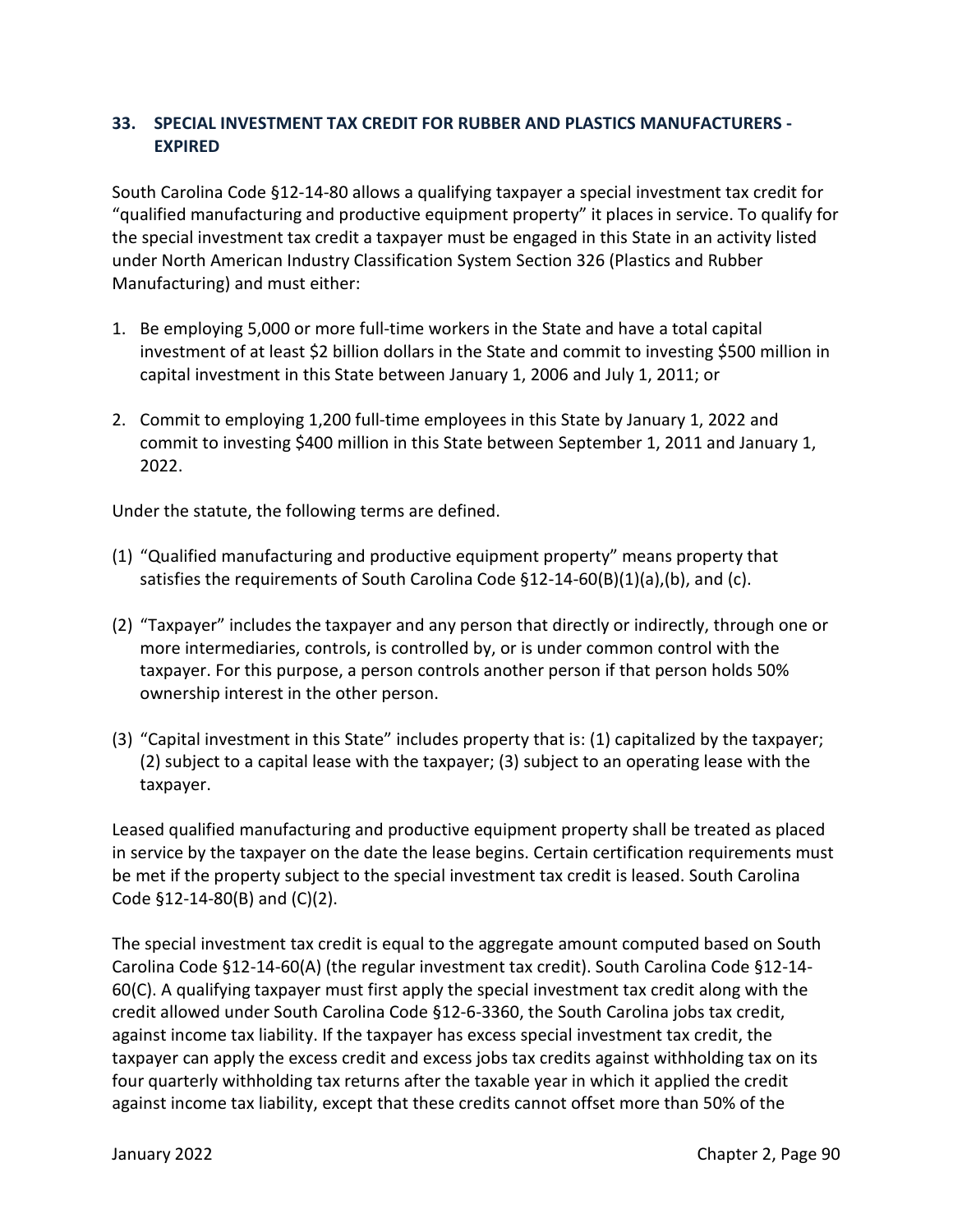## 33. SPECIAL INVESTMENT TAX CREDIT FOR RUBBER AND PLASTICS MANUFACTURERS - EXPIRED

South Carolina Code §12-14-80 allows a qualifying taxpayer a special investment tax credit for "qualified manufacturing and productive equipment property" it places in service. To qualify for the special investment tax credit a taxpayer must be engaged in this State in an activity listed under North American Industry Classification System Section 326 (Plastics and Rubber Manufacturing) and must either:

1. Be employing 5,000 or more full-time workers in the State and have a total capital investment of at least $2 billion dollars in the State and commit to investing $500 million in capital investment in this State between January 1, 2006 and July 1, 2011; or

2. Commit to employing 1,200 full-time employees in this State by January 1, 2022 and commit to investing $400 million in this State between September 1, 2011 and January 1, 2022.

Under the statute, the following terms are defined.

(1) "Qualified manufacturing and productive equipment property" means property that satisfies the requirements of South Carolina Code §12-14-60(B)(1)(a),(b), and (c).

(2) "Taxpayer" includes the taxpayer and any person that directly or indirectly, through one or more intermediaries, controls, is controlled by, or is under common control with the taxpayer. For this purpose, a person controls another person if that person holds 50% ownership interest in the other person.

(3) "Capital investment in this State" includes property that is: (1) capitalized by the taxpayer; (2) subject to a capital lease with the taxpayer; (3) subject to an operating lease with the taxpayer.

Leased qualified manufacturing and productive equipment property shall be treated as placed in service by the taxpayer on the date the lease begins. Certain certification requirements must be met if the property subject to the special investment tax credit is leased. South Carolina Code §12-14-80(B) and (C)(2).

The special investment tax credit is equal to the aggregate amount computed based on South Carolina Code §12-14-60(A) (the regular investment tax credit). South Carolina Code §12-14-60(C). A qualifying taxpayer must first apply the special investment tax credit along with the credit allowed under South Carolina Code §12-6-3360, the South Carolina jobs tax credit, against income tax liability. If the taxpayer has excess special investment tax credit, the taxpayer can apply the excess credit and excess jobs tax credits against withholding tax on its four quarterly withholding tax returns after the taxable year in which it applied the credit against income tax liability, except that these credits cannot offset more than 50% of the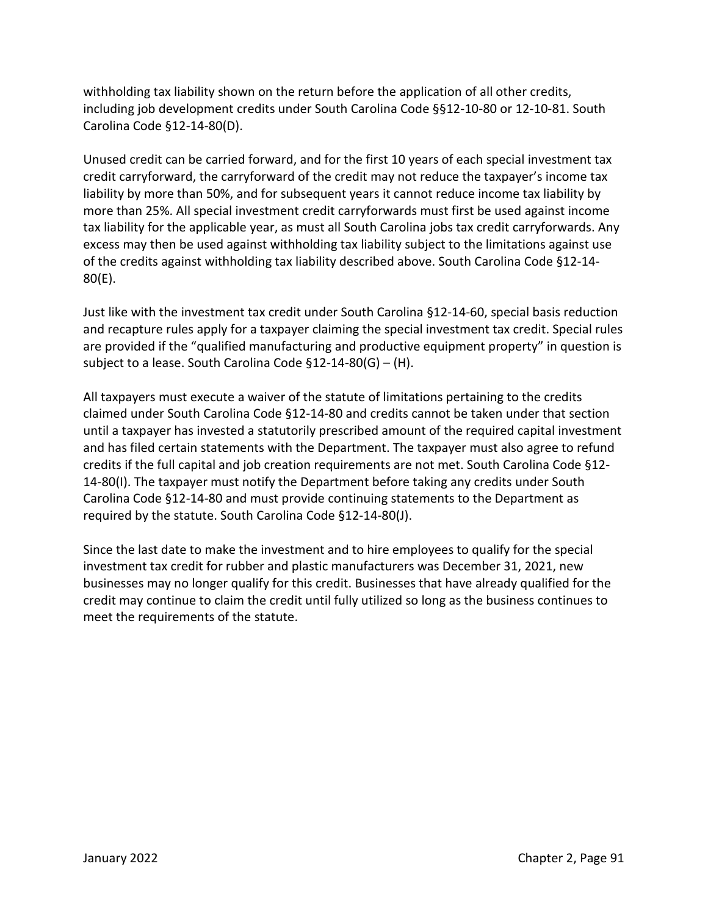withholding tax liability shown on the return before the application of all other credits, including job development credits under South Carolina Code §§12-10-80 or 12-10-81. South Carolina Code §12-14-80(D).

Unused credit can be carried forward, and for the first 10 years of each special investment tax credit carryforward, the carryforward of the credit may not reduce the taxpayer's income tax liability by more than 50%, and for subsequent years it cannot reduce income tax liability by more than 25%. All special investment credit carryforwards must first be used against income tax liability for the applicable year, as must all South Carolina jobs tax credit carryforwards. Any excess may then be used against withholding tax liability subject to the limitations against use of the credits against withholding tax liability described above. South Carolina Code §12-14-80(E).

Just like with the investment tax credit under South Carolina §12-14-60, special basis reduction and recapture rules apply for a taxpayer claiming the special investment tax credit. Special rules are provided if the "qualified manufacturing and productive equipment property" in question is subject to a lease. South Carolina Code §12-14-80(G) – (H).

All taxpayers must execute a waiver of the statute of limitations pertaining to the credits claimed under South Carolina Code §12-14-80 and credits cannot be taken under that section until a taxpayer has invested a statutorily prescribed amount of the required capital investment and has filed certain statements with the Department. The taxpayer must also agree to refund credits if the full capital and job creation requirements are not met. South Carolina Code §12-14-80(I). The taxpayer must notify the Department before taking any credits under South Carolina Code §12-14-80 and must provide continuing statements to the Department as required by the statute. South Carolina Code §12-14-80(J).

Since the last date to make the investment and to hire employees to qualify for the special investment tax credit for rubber and plastic manufacturers was December 31, 2021, new businesses may no longer qualify for this credit. Businesses that have already qualified for the credit may continue to claim the credit until fully utilized so long as the business continues to meet the requirements of the statute.